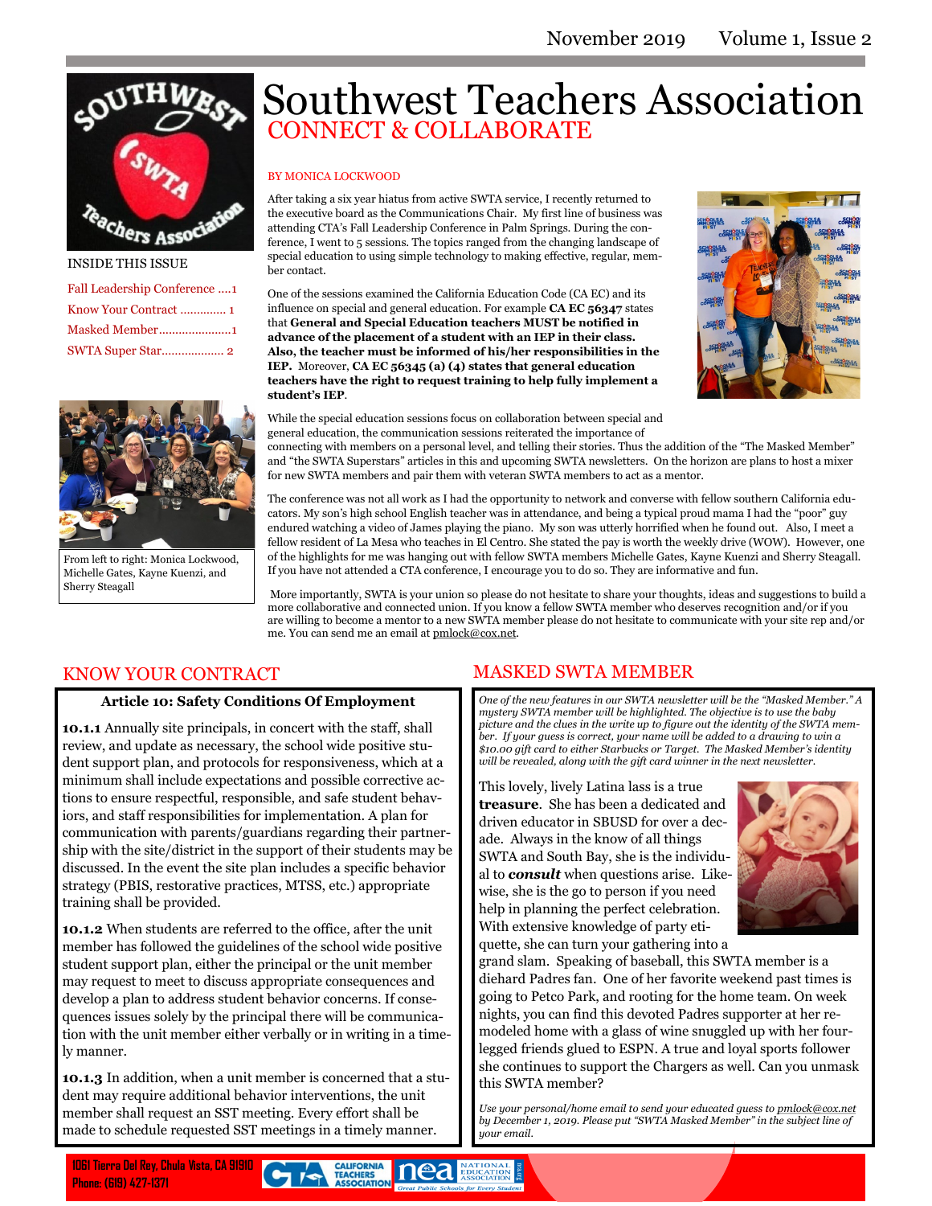# Southwest Teachers Association

## CONNECT & COLLABORATE

INSIDE THIS ISSUE

- Fall Leadership Conference ....1
- Know Your Contract ............. 1
- Masked Member......................1
- SWTA Super Star................... 2

BY MONICA LOCKWOOD

After taking a six year hiatus from active SWTA service, I recently returned to the executive board as the Communications Chair. My first line of business was attending CTA's Fall Leadership Conference in Palm Springs. During the conference, I went to 5 sessions. The topics ranged from the changing landscape of special education to using simple technology to making effective, regular, member contact.

One of the sessions examined the California Education Code (CA EC) and its influence on special and general education. For example **CA EC 56347** states that **General and Special Education teachers MUST be notified in advance of the placement of a student with an IEP in their class. Also, the teacher must be informed of his/her responsibilities in the IEP.** Moreover, **CA EC 56345 (a) (4) states that general education teachers have the right to request training to help fully implement a student's IEP**.

While the special education sessions focus on collaboration between special and general education, the communication sessions reiterated the importance of connecting with members on a personal level, and telling their stories. Thus the addition of the "The Masked Member" and "the SWTA Superstars" articles in this and upcoming SWTA newsletters. On the horizon are plans to host a mixer for new SWTA members and pair them with veteran SWTA members to act as a mentor.

From left to right: Monica Lockwood, Michelle Gates, Kayne Kuenzi, and Sherry Steagall

The conference was not all work as I had the opportunity to network and converse with fellow southern California educators. My son's high school English teacher was in attendance, and being a typical proud mama I had the "poor" guy endured watching a video of James playing the piano. My son was utterly horrified when he found out. Also, I meet a fellow resident of La Mesa who teaches in El Centro. She stated the pay is worth the weekly drive (WOW). However, one of the highlights for me was hanging out with fellow SWTA members Michelle Gates, Kayne Kuenzi and Sherry Steagall. If you have not attended a CTA conference, I encourage you to do so. They are informative and fun.

More importantly, SWTA is your union so please do not hesitate to share your thoughts, ideas and suggestions to build a more collaborative and connected union. If you know a fellow SWTA member who deserves recognition and/or if you are willing to become a mentor to a new SWTA member please do not hesitate to communicate with your site rep and/or me. You can send me an email at pmlock@cox.net.

## KNOW YOUR CONTRACT

### Article 10: Safety Conditions Of Employment

**10.1.1** Annually site principals, in concert with the staff, shall review, and update as necessary, the school wide positive student support plan, and protocols for responsiveness, which at a minimum shall include expectations and possible corrective actions to ensure respectful, responsible, and safe student behaviors, and staff responsibilities for implementation. A plan for communication with parents/guardians regarding their partnership with the site/district in the support of their students may be discussed. In the event the site plan includes a specific behavior strategy (PBIS, restorative practices, MTSS, etc.) appropriate training shall be provided.

**10.1.2** When students are referred to the office, after the unit member has followed the guidelines of the school wide positive student support plan, either the principal or the unit member may request to meet to discuss appropriate consequences and develop a plan to address student behavior concerns. If consequences issues solely by the principal there will be communication with the unit member either verbally or in writing in a timely manner.

**10.1.3** In addition, when a unit member is concerned that a student may require additional behavior interventions, the unit member shall request an SST meeting. Every effort shall be made to schedule requested SST meetings in a timely manner.

## MASKED SWTA MEMBER

*One of the new features in our SWTA newsletter will be the "Masked Member." A mystery SWTA member will be highlighted. The objective is to use the baby picture and the clues in the write up to figure out the identity of the SWTA member. If your guess is correct, your name will be added to a drawing to win a $10.00 gift card to either Starbucks or Target. The Masked Member's identity will be revealed, along with the gift card winner in the next newsletter.*

This lovely, lively Latina lass is a true **treasure**. She has been a dedicated and driven educator in SBUSD for over a decade. Always in the know of all things SWTA and South Bay, she is the individual to ***consult*** when questions arise. Likewise, she is the go to person if you need help in planning the perfect celebration. With extensive knowledge of party etiquette, she can turn your gathering into a grand slam. Speaking of baseball, this SWTA member is a diehard Padres fan. One of her favorite weekend past times is going to Petco Park, and rooting for the home team. On week nights, you can find this devoted Padres supporter at her remodeled home with a glass of wine snuggled up with her four-legged friends glued to ESPN. A true and loyal sports follower she continues to support the Chargers as well. Can you unmask this SWTA member?

*Use your personal/home email to send your educated guess to pmlock@cox.net by December 1, 2019. Please put "SWTA Masked Member" in the subject line of your email.*

1061 Tierra Del Rey, Chula Vista, CA 91910
Phone: (619) 427-1371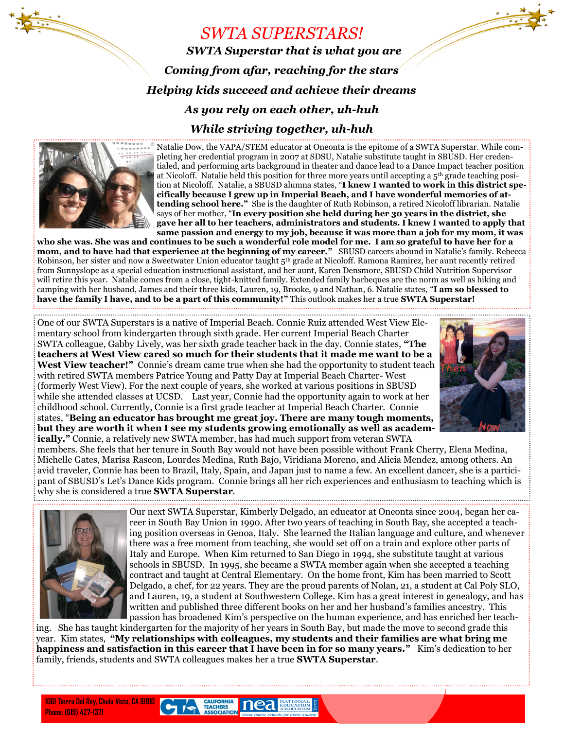# *SWTA SUPERSTARS!*

***SWTA Superstar that is what you are***

***Coming from afar, reaching for the stars***

***Helping kids succeed and achieve their dreams***

***As you rely on each other, uh-huh***

***While striving together, uh-huh***

Natalie Dow, the VAPA/STEM educator at Oneonta is the epitome of a SWTA Superstar. While completing her credential program in 2007 at SDSU, Natalie substitute taught in SBUSD. Her credentialed, and performing arts background in theater and dance lead to a Dance Impact teacher position at Nicoloff. Natalie held this position for three more years until accepting a 5th grade teaching position at Nicoloff. Natalie, a SBUSD alumna states, "**I knew I wanted to work in this district specifically because I grew up in Imperial Beach, and I have wonderful memories of attending school here.**" She is the daughter of Ruth Robinson, a retired Nicoloff librarian. Natalie says of her mother, "**In every position she held during her 30 years in the district, she gave her all to her teachers, administrators and students. I knew I wanted to apply that same passion and energy to my job, because it was more than a job for my mom, it was who she was. She was and continues to be such a wonderful role model for me. I am so grateful to have her for a mom, and to have had that experience at the beginning of my career.**" SBUSD careers abound in Natalie's family. Rebecca Robinson, her sister and now a Sweetwater Union educator taught 5th grade at Nicoloff. Ramona Ramirez, her aunt recently retired from Sunnyslope as a special education instructional assistant, and her aunt, Karen Densmore, SBUSD Child Nutrition Supervisor will retire this year. Natalie comes from a close, tight-knitted family. Extended family barbeques are the norm as well as hiking and camping with her husband, James and their three kids, Lauren, 19, Brooke, 9 and Nathan, 6. Natalie states, "**I am so blessed to have the family I have, and to be a part of this community!**" This outlook makes her a true **SWTA Superstar!**

One of our SWTA Superstars is a native of Imperial Beach. Connie Ruiz attended West View Elementary school from kindergarten through sixth grade. Her current Imperial Beach Charter SWTA colleague, Gabby Lively, was her sixth grade teacher back in the day. Connie states, **"The teachers at West View cared so much for their students that it made me want to be a West View teacher!"** Connie's dream came true when she had the opportunity to student teach with retired SWTA members Patrice Young and Patty Day at Imperial Beach Charter- West (formerly West View). For the next couple of years, she worked at various positions in SBUSD while she attended classes at UCSD. Last year, Connie had the opportunity again to work at her childhood school. Currently, Connie is a first grade teacher at Imperial Beach Charter. Connie states, "**Being an educator has brought me great joy. There are many tough moments, but they are worth it when I see my students growing emotionally as well as academically.**" Connie, a relatively new SWTA member, has had much support from veteran SWTA members. She feels that her tenure in South Bay would not have been possible without Frank Cherry, Elena Medina, Michelle Gates, Marisa Rascon, Lourdes Medina, Ruth Bajo, Viridiana Moreno, and Alicia Mendez, among others. An avid traveler, Connie has been to Brazil, Italy, Spain, and Japan just to name a few. An excellent dancer, she is a participant of SBUSD's Let's Dance Kids program. Connie brings all her rich experiences and enthusiasm to teaching which is why she is considered a true **SWTA Superstar**.

Then

Now

Our next SWTA Superstar, Kimberly Delgado, an educator at Oneonta since 2004, began her career in South Bay Union in 1990. After two years of teaching in South Bay, she accepted a teaching position overseas in Genoa, Italy. She learned the Italian language and culture, and whenever there was a free moment from teaching, she would set off on a train and explore other parts of Italy and Europe. When Kim returned to San Diego in 1994, she substitute taught at various schools in SBUSD. In 1995, she became a SWTA member again when she accepted a teaching contract and taught at Central Elementary. On the home front, Kim has been married to Scott Delgado, a chef, for 22 years. They are the proud parents of Nolan, 21, a student at Cal Poly SLO, and Lauren, 19, a student at Southwestern College. Kim has a great interest in genealogy, and has written and published three different books on her and her husband's families ancestry. This passion has broadened Kim's perspective on the human experience, and has enriched her teaching. She has taught kindergarten for the majority of her years in South Bay, but made the move to second grade this year. Kim states, **"My relationships with colleagues, my students and their families are what bring me happiness and satisfaction in this career that I have been in for so many years."** Kim's dedication to her family, friends, students and SWTA colleagues makes her a true **SWTA Superstar**.

1061 Tierra Del Rey, Chula Vista, CA 91910
Phone: (619) 427-1371